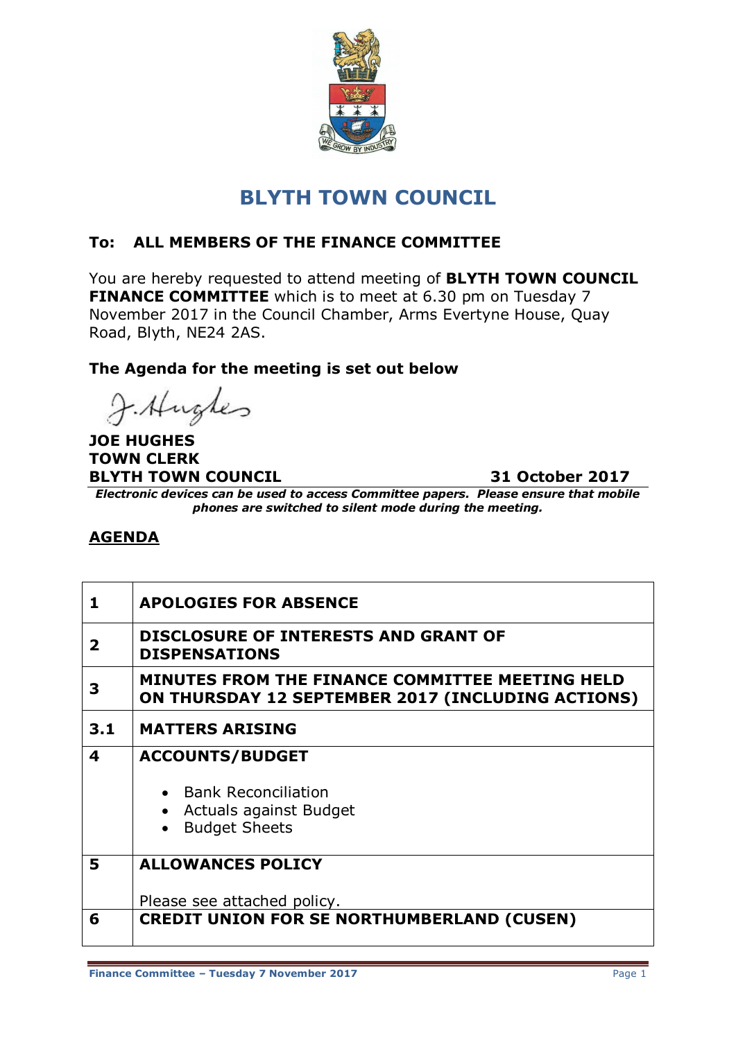# BLYTH TOWN COUNCIL

**To: ALL MEMBERS OF THE FINANCE COMMITTEE**

You are hereby requested to attend meeting of **BLYTH TOWN COUNCIL FINANCE COMMITTEE** which is to meet at 6.30 pm on Tuesday 7 November 2017 in the Council Chamber, Arms Evertyne House, Quay Road, Blyth, NE24 2AS.

**The Agenda for the meeting is set out below**

J. Hughes

**JOE HUGHES**
**TOWN CLERK**
**BLYTH TOWN COUNCIL** **31 October 2017**

***Electronic devices can be used to access Committee papers. Please ensure that mobile phones are switched to silent mode during the meeting.***

## AGENDA

| | |
|---|---|
| **1** | **APOLOGIES FOR ABSENCE** |
| **2** | **DISCLOSURE OF INTERESTS AND GRANT OF DISPENSATIONS** |
| **3** | **MINUTES FROM THE FINANCE COMMITTEE MEETING HELD ON THURSDAY 12 SEPTEMBER 2017 (INCLUDING ACTIONS)** |
| **3.1** | **MATTERS ARISING** |
| **4** | **ACCOUNTS/BUDGET**<br><br>• Bank Reconciliation<br>• Actuals against Budget<br>• Budget Sheets |
| **5** | **ALLOWANCES POLICY**<br><br>Please see attached policy. |
| **6** | **CREDIT UNION FOR SE NORTHUMBERLAND (CUSEN)** |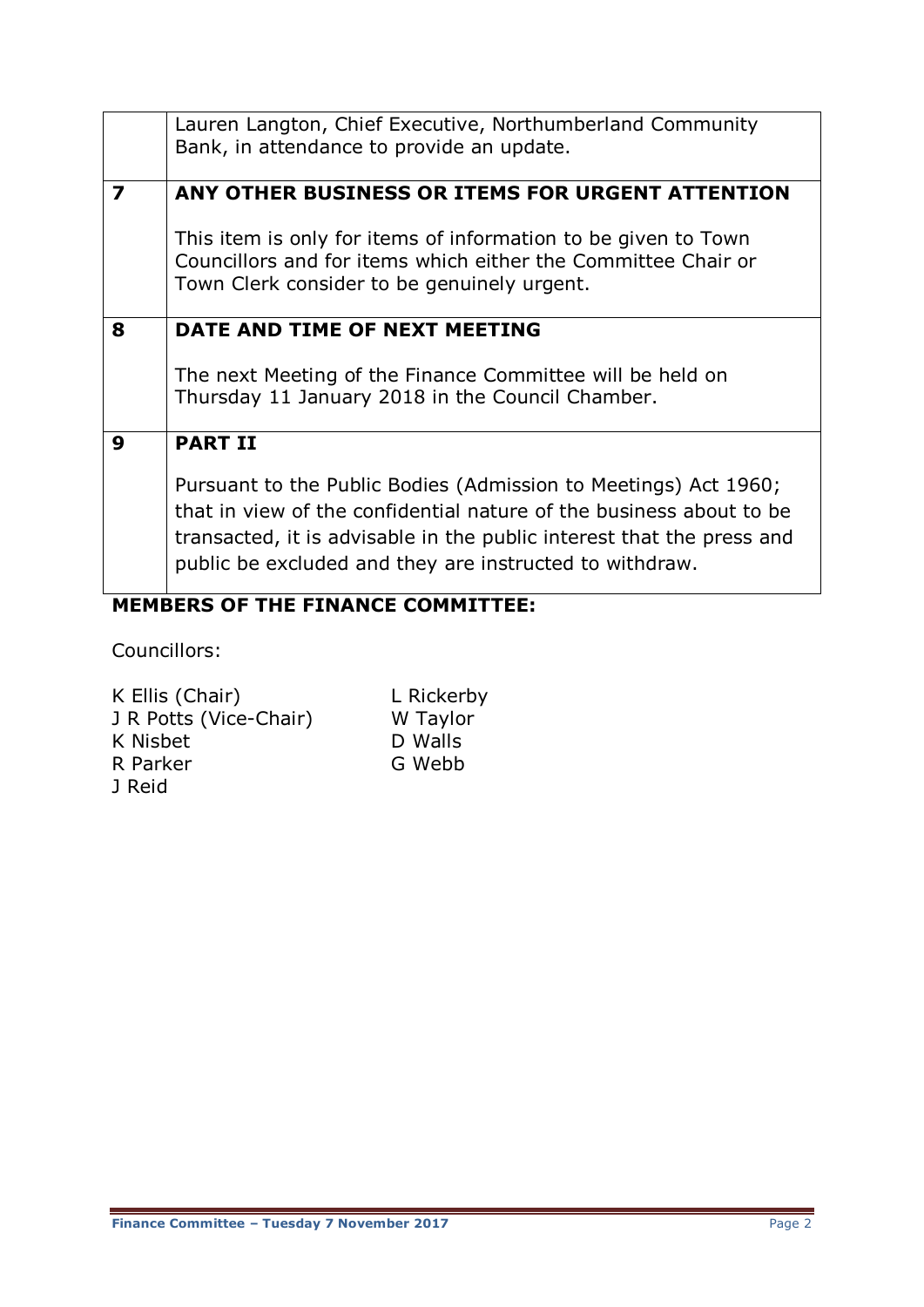| | |
|---|---|
| | Lauren Langton, Chief Executive, Northumberland Community Bank, in attendance to provide an update. |
| **7** | **ANY OTHER BUSINESS OR ITEMS FOR URGENT ATTENTION**<br><br>This item is only for items of information to be given to Town Councillors and for items which either the Committee Chair or Town Clerk consider to be genuinely urgent. |
| **8** | **DATE AND TIME OF NEXT MEETING**<br><br>The next Meeting of the Finance Committee will be held on Thursday 11 January 2018 in the Council Chamber. |
| **9** | **PART II**<br><br>Pursuant to the Public Bodies (Admission to Meetings) Act 1960; that in view of the confidential nature of the business about to be transacted, it is advisable in the public interest that the press and public be excluded and they are instructed to withdraw. |

**MEMBERS OF THE FINANCE COMMITTEE:**

Councillors:

K Ellis (Chair)
J R Potts (Vice-Chair)
K Nisbet
R Parker
J Reid
L Rickerby
W Taylor
D Walls
G Webb